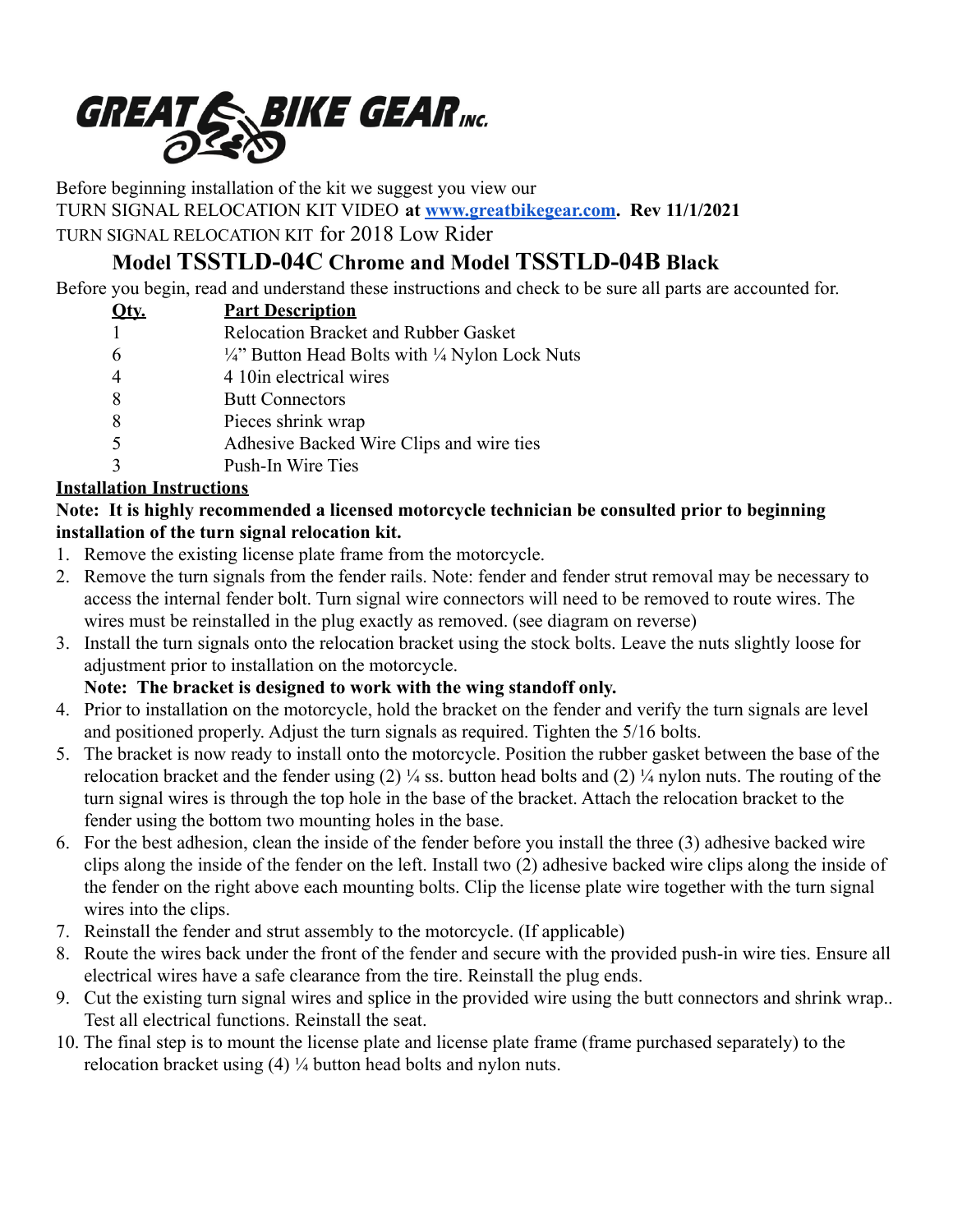GREAT BIKE GEAR INC.

Before beginning installation of the kit we suggest you view our
TURN SIGNAL RELOCATION KIT VIDEO **at [www.greatbikegear.com](http://www.greatbikegear.com). Rev 11/1/2021**
TURN SIGNAL RELOCATION KIT for 2018 Low Rider

## Model TSSTLD-04C Chrome and Model TSSTLD-04B Black

Before you begin, read and understand these instructions and check to be sure all parts are accounted for.

| Qty. | Part Description |
|---|---|
| 1 | Relocation Bracket and Rubber Gasket |
| 6 | ¼" Button Head Bolts with ¼ Nylon Lock Nuts |
| 4 | 4 10in electrical wires |
| 8 | Butt Connectors |
| 8 | Pieces shrink wrap |
| 5 | Adhesive Backed Wire Clips and wire ties |
| 3 | Push-In Wire Ties |

### Installation Instructions

**Note: It is highly recommended a licensed motorcycle technician be consulted prior to beginning installation of the turn signal relocation kit.**

1. Remove the existing license plate frame from the motorcycle.
2. Remove the turn signals from the fender rails. Note: fender and fender strut removal may be necessary to access the internal fender bolt. Turn signal wire connectors will need to be removed to route wires. The wires must be reinstalled in the plug exactly as removed. (see diagram on reverse)
3. Install the turn signals onto the relocation bracket using the stock bolts. Leave the nuts slightly loose for adjustment prior to installation on the motorcycle.
   **Note: The bracket is designed to work with the wing standoff only.**
4. Prior to installation on the motorcycle, hold the bracket on the fender and verify the turn signals are level and positioned properly. Adjust the turn signals as required. Tighten the 5/16 bolts.
5. The bracket is now ready to install onto the motorcycle. Position the rubber gasket between the base of the relocation bracket and the fender using (2) ¼ ss. button head bolts and (2) ¼ nylon nuts. The routing of the turn signal wires is through the top hole in the base of the bracket. Attach the relocation bracket to the fender using the bottom two mounting holes in the base.
6. For the best adhesion, clean the inside of the fender before you install the three (3) adhesive backed wire clips along the inside of the fender on the left. Install two (2) adhesive backed wire clips along the inside of the fender on the right above each mounting bolts. Clip the license plate wire together with the turn signal wires into the clips.
7. Reinstall the fender and strut assembly to the motorcycle. (If applicable)
8. Route the wires back under the front of the fender and secure with the provided push-in wire ties. Ensure all electrical wires have a safe clearance from the tire. Reinstall the plug ends.
9. Cut the existing turn signal wires and splice in the provided wire using the butt connectors and shrink wrap.. Test all electrical functions. Reinstall the seat.
10. The final step is to mount the license plate and license plate frame (frame purchased separately) to the relocation bracket using (4) ¼ button head bolts and nylon nuts.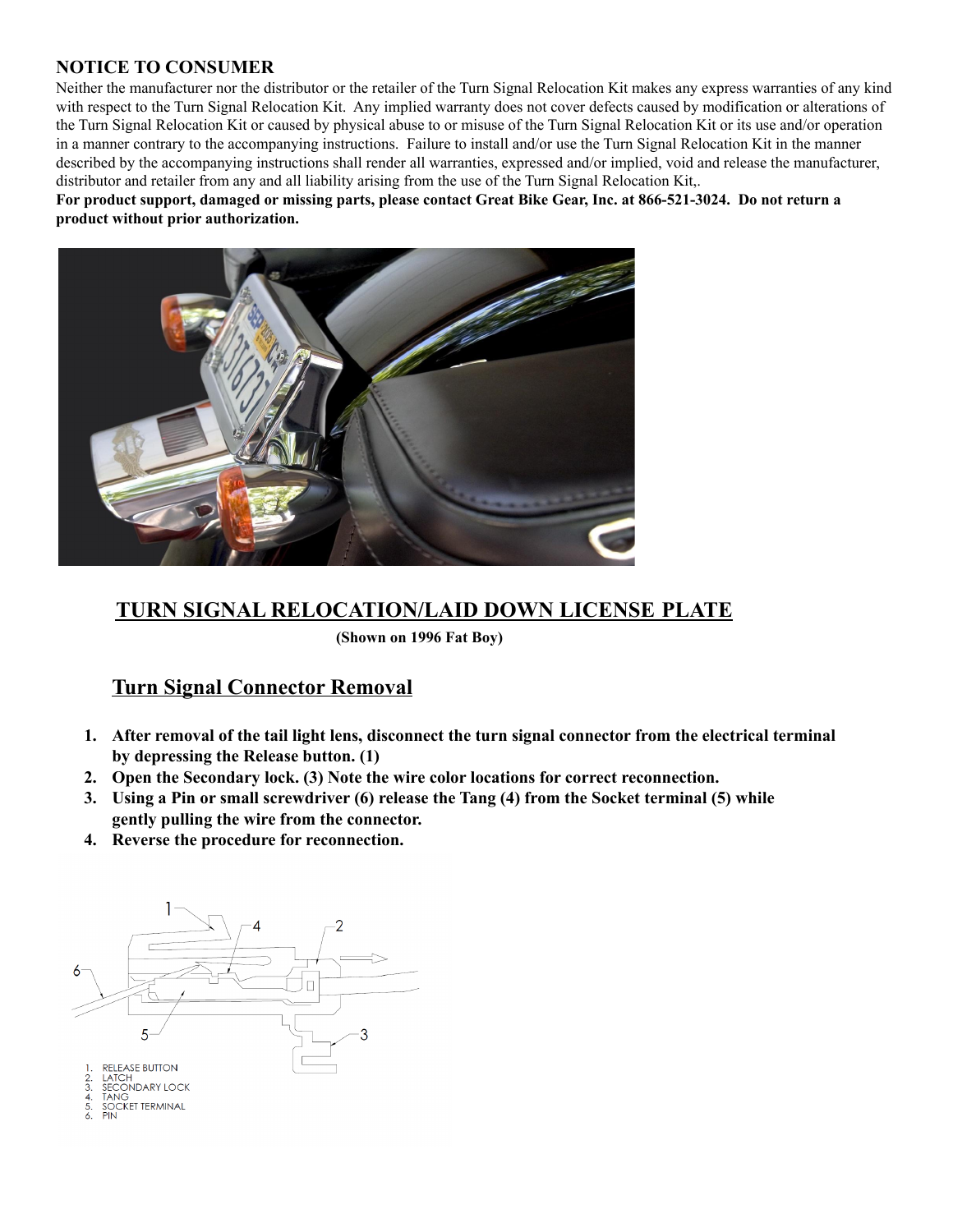**NOTICE TO CONSUMER**

Neither the manufacturer nor the distributor or the retailer of the Turn Signal Relocation Kit makes any express warranties of any kind with respect to the Turn Signal Relocation Kit. Any implied warranty does not cover defects caused by modification or alterations of the Turn Signal Relocation Kit or caused by physical abuse to or misuse of the Turn Signal Relocation Kit or its use and/or operation in a manner contrary to the accompanying instructions. Failure to install and/or use the Turn Signal Relocation Kit in the manner described by the accompanying instructions shall render all warranties, expressed and/or implied, void and release the manufacturer, distributor and retailer from any and all liability arising from the use of the Turn Signal Relocation Kit,.

**For product support, damaged or missing parts, please contact Great Bike Gear, Inc. at 866-521-3024. Do not return a product without prior authorization.**

## TURN SIGNAL RELOCATION/LAID DOWN LICENSE PLATE

**(Shown on 1996 Fat Boy)**

### Turn Signal Connector Removal

1. **After removal of the tail light lens, disconnect the turn signal connector from the electrical terminal by depressing the Release button. (1)**
2. **Open the Secondary lock. (3) Note the wire color locations for correct reconnection.**
3. **Using a Pin or small screwdriver (6) release the Tang (4) from the Socket terminal (5) while gently pulling the wire from the connector.**
4. **Reverse the procedure for reconnection.**

1. RELEASE BUTTON
2. LATCH
3. SECONDARY LOCK
4. TANG
5. SOCKET TERMINAL
6. PIN